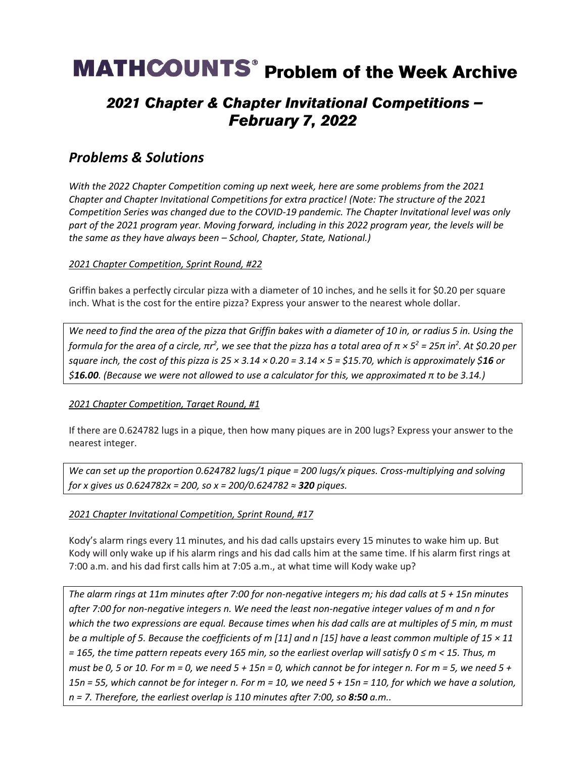# MATHCOUNTS® Problem of the Week Archive

## *2021 Chapter & Chapter Invitational Competitions – February 7, 2022*

## *Problems & Solutions*

*With the 2022 Chapter Competition coming up next week, here are some problems from the 2021 Chapter and Chapter Invitational Competitions for extra practice! (Note: The structure of the 2021 Competition Series was changed due to the COVID-19 pandemic. The Chapter Invitational level was only part of the 2021 program year. Moving forward, including in this 2022 program year, the levels will be the same as they have always been – School, Chapter, State, National.)*

*2021 Chapter Competition, Sprint Round, #22*

Griffin bakes a perfectly circular pizza with a diameter of 10 inches, and he sells it for \$0.20 per square inch. What is the cost for the entire pizza? Express your answer to the nearest whole dollar.

> *We need to find the area of the pizza that Griffin bakes with a diameter of 10 in, or radius 5 in. Using the formula for the area of a circle, $\pi r^2$, we see that the pizza has a total area of $\pi \times 5^2 = 25\pi$ in$^2$. At \$0.20 per square inch, the cost of this pizza is $25 \times 3.14 \times 0.20 = 3.14 \times 5 =$ \$15.70, which is approximately \$**16** or \$**16.00**. (Because we were not allowed to use a calculator for this, we approximated $\pi$ to be 3.14.)*

*2021 Chapter Competition, Target Round, #1*

If there are 0.624782 lugs in a pique, then how many piques are in 200 lugs? Express your answer to the nearest integer.

> *We can set up the proportion 0.624782 lugs/1 pique = 200 lugs/x piques. Cross-multiplying and solving for x gives us $0.624782x = 200$, so $x = 200/0.624782 \approx$ **320** piques.*

*2021 Chapter Invitational Competition, Sprint Round, #17*

Kody's alarm rings every 11 minutes, and his dad calls upstairs every 15 minutes to wake him up. But Kody will only wake up if his alarm rings and his dad calls him at the same time. If his alarm first rings at 7:00 a.m. and his dad first calls him at 7:05 a.m., at what time will Kody wake up?

> *The alarm rings at $11m$ minutes after 7:00 for non-negative integers m; his dad calls at $5 + 15n$ minutes after 7:00 for non-negative integers n. We need the least non-negative integer values of m and n for which the two expressions are equal. Because times when his dad calls are at multiples of 5 min, m must be a multiple of 5. Because the coefficients of m [11] and n [15] have a least common multiple of $15 \times 11 = 165$, the time pattern repeats every 165 min, so the earliest overlap will satisfy $0 \le m < 15$. Thus, m must be 0, 5 or 10. For $m = 0$, we need $5 + 15n = 0$, which cannot be for integer n. For $m = 5$, we need $5 + 15n = 55$, which cannot be for integer n. For $m = 10$, we need $5 + 15n = 110$, for which we have a solution, $n = 7$. Therefore, the earliest overlap is 110 minutes after 7:00, so **8:50** a.m..*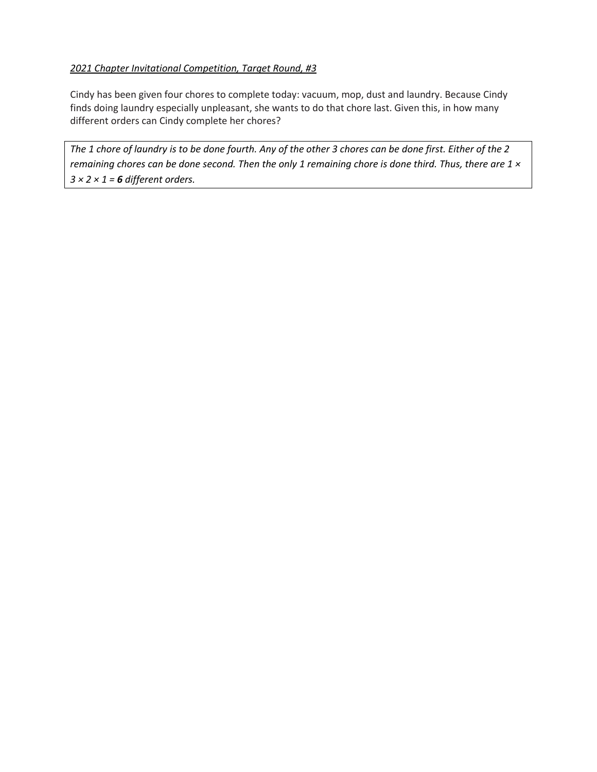*<u>2021 Chapter Invitational Competition, Target Round, #3</u>*

Cindy has been given four chores to complete today: vacuum, mop, dust and laundry. Because Cindy finds doing laundry especially unpleasant, she wants to do that chore last. Given this, in how many different orders can Cindy complete her chores?

*The 1 chore of laundry is to be done fourth. Any of the other 3 chores can be done first. Either of the 2 remaining chores can be done second. Then the only 1 remaining chore is done third. Thus, there are $1 \times 3 \times 2 \times 1 =$ **6** different orders.*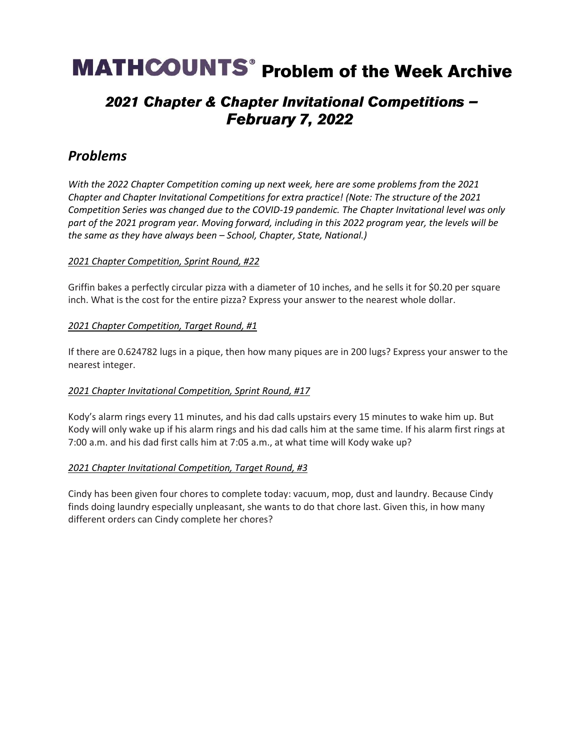# MATHCOUNTS® Problem of the Week Archive

## *2021 Chapter & Chapter Invitational Competitions – February 7, 2022*

## *Problems*

*With the 2022 Chapter Competition coming up next week, here are some problems from the 2021 Chapter and Chapter Invitational Competitions for extra practice! (Note: The structure of the 2021 Competition Series was changed due to the COVID-19 pandemic. The Chapter Invitational level was only part of the 2021 program year. Moving forward, including in this 2022 program year, the levels will be the same as they have always been – School, Chapter, State, National.)*

*<u>2021 Chapter Competition, Sprint Round, #22</u>*

Griffin bakes a perfectly circular pizza with a diameter of 10 inches, and he sells it for $0.20 per square inch. What is the cost for the entire pizza? Express your answer to the nearest whole dollar.

*<u>2021 Chapter Competition, Target Round, #1</u>*

If there are 0.624782 lugs in a pique, then how many piques are in 200 lugs? Express your answer to the nearest integer.

*<u>2021 Chapter Invitational Competition, Sprint Round, #17</u>*

Kody's alarm rings every 11 minutes, and his dad calls upstairs every 15 minutes to wake him up. But Kody will only wake up if his alarm rings and his dad calls him at the same time. If his alarm first rings at 7:00 a.m. and his dad first calls him at 7:05 a.m., at what time will Kody wake up?

*<u>2021 Chapter Invitational Competition, Target Round, #3</u>*

Cindy has been given four chores to complete today: vacuum, mop, dust and laundry. Because Cindy finds doing laundry especially unpleasant, she wants to do that chore last. Given this, in how many different orders can Cindy complete her chores?